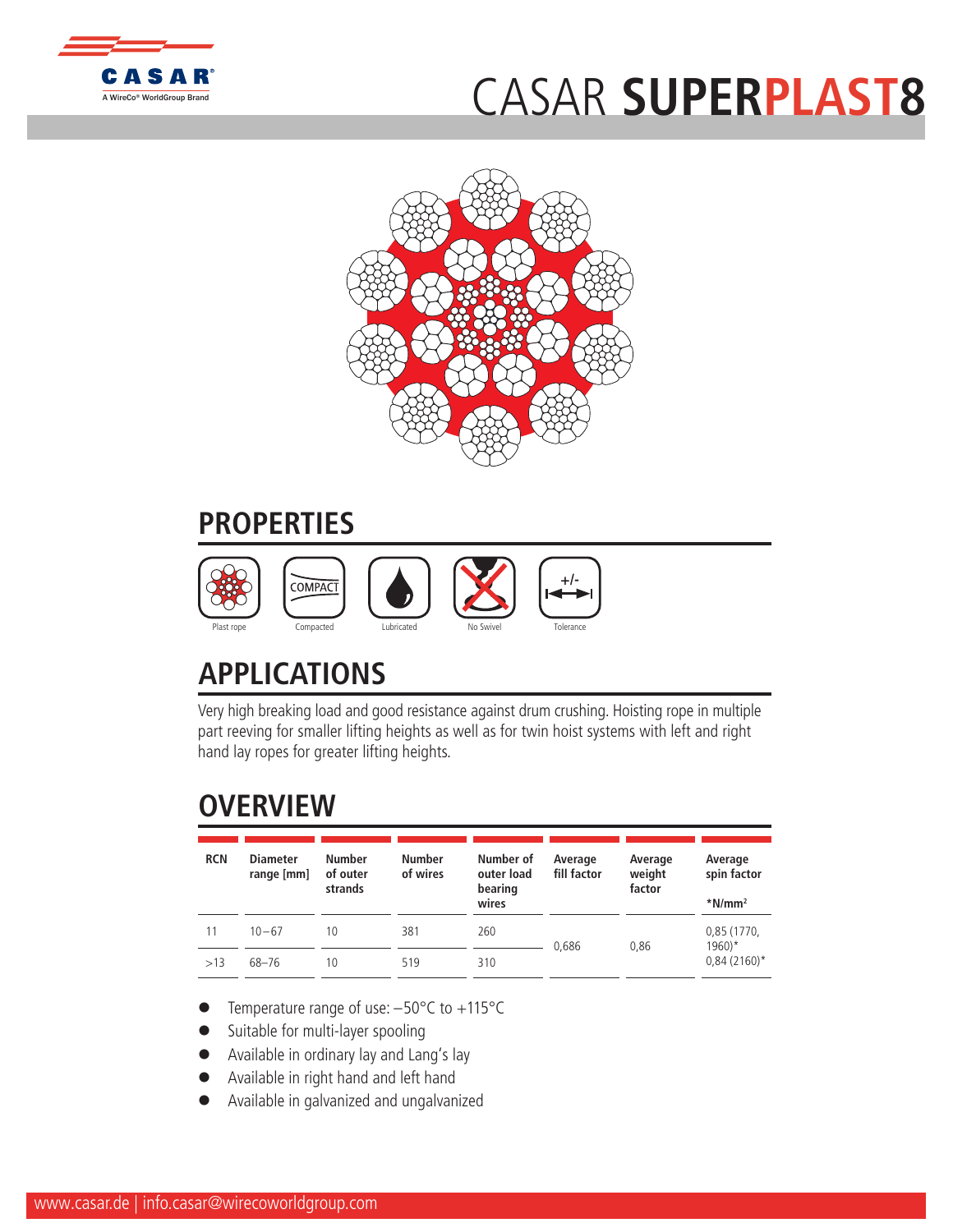# CASAR **SUPERPLAST8**

## PROPERTIES

Plast rope | Compacted | Lubricated | No Swivel | Tolerance

## APPLICATIONS

Very high breaking load and good resistance against drum crushing. Hoisting rope in multiple part reeving for smaller lifting heights as well as for twin hoist systems with left and right hand lay ropes for greater lifting heights.

## OVERVIEW

| RCN | Diameter range [mm] | Number of outer strands | Number of wires | Number of outer load bearing wires | Average fill factor | Average weight factor | Average spin factor *N/mm² |
|---|---|---|---|---|---|---|---|
| 11 | 10 – 67 | 10 | 381 | 260 | 0,686 | 0,86 | 0,85 (1770, 1960)* 0,84 (2160)* |
| >13 | 68–76 | 10 | 519 | 310 | | | |

- Temperature range of use: –50°C to +115°C
- Suitable for multi-layer spooling
- Available in ordinary lay and Lang's lay
- Available in right hand and left hand
- Available in galvanized and ungalvanized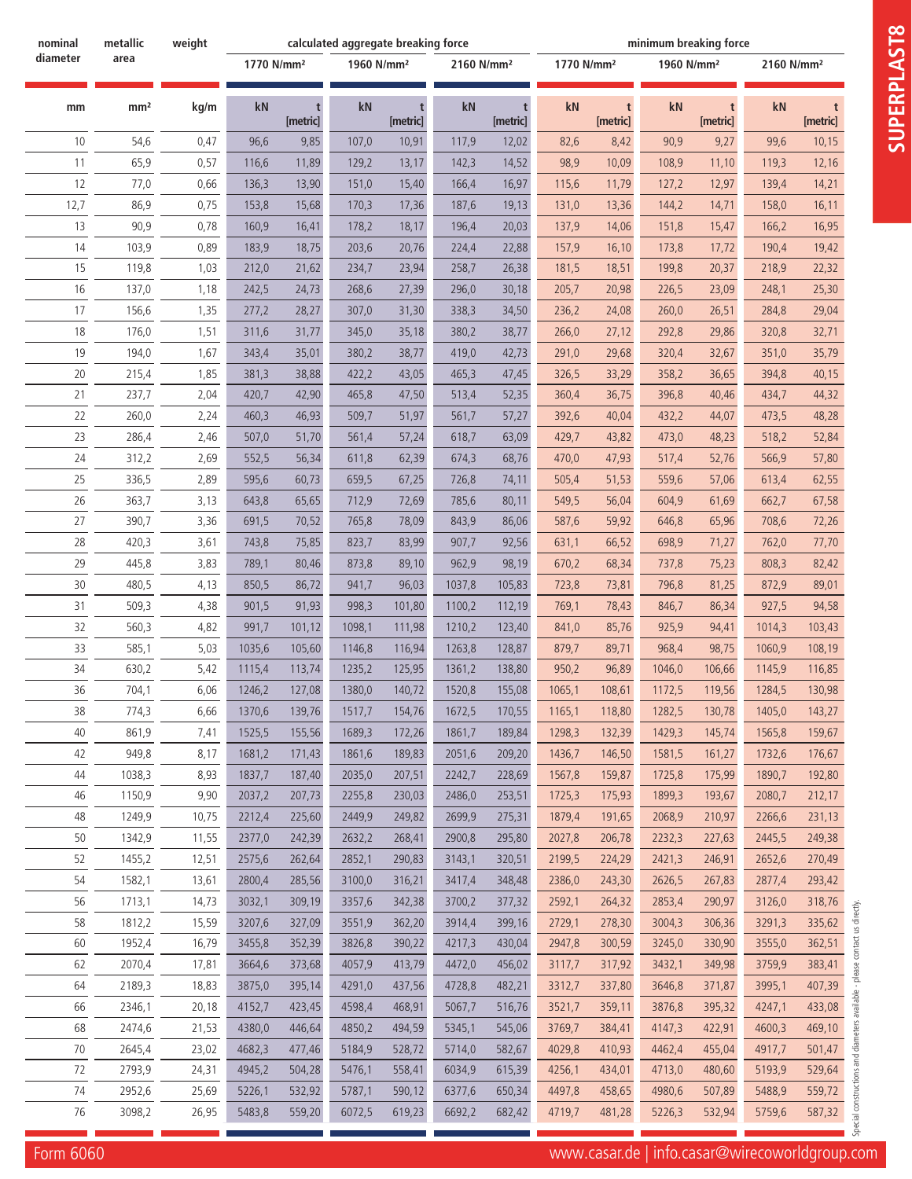| nominal diameter | metallic area | weight | calculated aggregate breaking force | | | | | | minimum breaking force | | | | | |
|---|---|---|---|---|---|---|---|---|---|---|---|---|---|---|
| | | | 1770 N/mm² | | 1960 N/mm² | | 2160 N/mm² | | 1770 N/mm² | | 1960 N/mm² | | 2160 N/mm² | |
| mm | mm² | kg/m | kN | t [metric] | kN | t [metric] | kN | t [metric] | kN | t [metric] | kN | t [metric] | kN | t [metric] |
| 10 | 54,6 | 0,47 | 96,6 | 9,85 | 107,0 | 10,91 | 117,9 | 12,02 | 82,6 | 8,42 | 90,9 | 9,27 | 99,6 | 10,15 |
| 11 | 65,9 | 0,57 | 116,6 | 11,89 | 129,2 | 13,17 | 142,3 | 14,52 | 98,9 | 10,09 | 108,9 | 11,10 | 119,3 | 12,16 |
| 12 | 77,0 | 0,66 | 136,3 | 13,90 | 151,0 | 15,40 | 166,4 | 16,97 | 115,6 | 11,79 | 127,2 | 12,97 | 139,4 | 14,21 |
| 12,7 | 86,9 | 0,75 | 153,8 | 15,68 | 170,3 | 17,36 | 187,6 | 19,13 | 131,0 | 13,36 | 144,2 | 14,71 | 158,0 | 16,11 |
| 13 | 90,9 | 0,78 | 160,9 | 16,41 | 178,2 | 18,17 | 196,4 | 20,03 | 137,9 | 14,06 | 151,8 | 15,47 | 166,2 | 16,95 |
| 14 | 103,9 | 0,89 | 183,9 | 18,75 | 203,6 | 20,76 | 224,4 | 22,88 | 157,9 | 16,10 | 173,8 | 17,72 | 190,4 | 19,42 |
| 15 | 119,8 | 1,03 | 212,0 | 21,62 | 234,7 | 23,94 | 258,7 | 26,38 | 181,5 | 18,51 | 199,8 | 20,37 | 218,9 | 22,32 |
| 16 | 137,0 | 1,18 | 242,5 | 24,73 | 268,6 | 27,39 | 296,0 | 30,18 | 205,7 | 20,98 | 226,5 | 23,09 | 248,1 | 25,30 |
| 17 | 156,6 | 1,35 | 277,2 | 28,27 | 307,0 | 31,30 | 338,3 | 34,50 | 236,2 | 24,08 | 260,0 | 26,51 | 284,8 | 29,04 |
| 18 | 176,0 | 1,51 | 311,6 | 31,77 | 345,0 | 35,18 | 380,2 | 38,77 | 266,0 | 27,12 | 292,8 | 29,86 | 320,8 | 32,71 |
| 19 | 194,0 | 1,67 | 343,4 | 35,01 | 380,2 | 38,77 | 419,0 | 42,73 | 291,0 | 29,68 | 320,4 | 32,67 | 351,0 | 35,79 |
| 20 | 215,4 | 1,85 | 381,3 | 38,88 | 422,2 | 43,05 | 465,3 | 47,45 | 326,5 | 33,29 | 358,2 | 36,65 | 394,8 | 40,15 |
| 21 | 237,7 | 2,04 | 420,7 | 42,90 | 465,8 | 47,50 | 513,4 | 52,35 | 360,4 | 36,75 | 396,8 | 40,46 | 434,7 | 44,32 |
| 22 | 260,0 | 2,24 | 460,3 | 46,93 | 509,7 | 51,97 | 561,7 | 57,27 | 392,6 | 40,04 | 432,2 | 44,07 | 473,5 | 48,28 |
| 23 | 286,4 | 2,46 | 507,0 | 51,70 | 561,4 | 57,24 | 618,7 | 63,09 | 429,7 | 43,82 | 473,0 | 48,23 | 518,2 | 52,84 |
| 24 | 312,2 | 2,69 | 552,5 | 56,34 | 611,8 | 62,39 | 674,3 | 68,76 | 470,0 | 47,93 | 517,4 | 52,76 | 566,9 | 57,80 |
| 25 | 336,5 | 2,89 | 595,6 | 60,73 | 659,5 | 67,25 | 726,8 | 74,11 | 505,4 | 51,53 | 559,6 | 57,06 | 613,4 | 62,55 |
| 26 | 363,7 | 3,13 | 643,8 | 65,65 | 712,9 | 72,69 | 785,6 | 80,11 | 549,5 | 56,04 | 604,9 | 61,69 | 662,7 | 67,58 |
| 27 | 390,7 | 3,36 | 691,5 | 70,52 | 765,8 | 78,09 | 843,9 | 86,06 | 587,6 | 59,92 | 646,8 | 65,96 | 708,6 | 72,26 |
| 28 | 420,3 | 3,61 | 743,8 | 75,85 | 823,7 | 83,99 | 907,7 | 92,56 | 631,1 | 66,52 | 698,9 | 71,27 | 762,0 | 77,70 |
| 29 | 445,8 | 3,83 | 789,1 | 80,46 | 873,8 | 89,10 | 962,9 | 98,19 | 670,2 | 68,34 | 737,8 | 75,23 | 808,3 | 82,42 |
| 30 | 480,5 | 4,13 | 850,5 | 86,72 | 941,7 | 96,03 | 1037,8 | 105,83 | 723,8 | 73,81 | 796,8 | 81,25 | 872,9 | 89,01 |
| 31 | 509,3 | 4,38 | 901,5 | 91,93 | 998,3 | 101,80 | 1100,2 | 112,19 | 769,1 | 78,43 | 846,7 | 86,34 | 927,5 | 94,58 |
| 32 | 560,3 | 4,82 | 991,7 | 101,12 | 1098,1 | 111,98 | 1210,2 | 123,40 | 841,0 | 85,76 | 925,9 | 94,41 | 1014,3 | 103,43 |
| 33 | 585,1 | 5,03 | 1035,6 | 105,60 | 1146,8 | 116,94 | 1263,8 | 128,87 | 879,7 | 89,71 | 968,4 | 98,75 | 1060,9 | 108,19 |
| 34 | 630,2 | 5,42 | 1115,4 | 113,74 | 1235,2 | 125,95 | 1361,2 | 138,80 | 950,2 | 96,89 | 1046,0 | 106,66 | 1145,9 | 116,85 |
| 36 | 704,1 | 6,06 | 1246,2 | 127,08 | 1380,0 | 140,72 | 1520,8 | 155,08 | 1065,1 | 108,61 | 1172,5 | 119,56 | 1284,5 | 130,98 |
| 38 | 774,3 | 6,66 | 1370,6 | 139,76 | 1517,7 | 154,76 | 1672,5 | 170,55 | 1165,1 | 118,80 | 1282,5 | 130,78 | 1405,0 | 143,27 |
| 40 | 861,9 | 7,41 | 1525,5 | 155,56 | 1689,3 | 172,26 | 1861,7 | 189,84 | 1298,3 | 132,39 | 1429,3 | 145,74 | 1565,8 | 159,67 |
| 42 | 949,8 | 8,17 | 1681,2 | 171,43 | 1861,6 | 189,83 | 2051,6 | 209,20 | 1436,7 | 146,50 | 1581,5 | 161,27 | 1732,6 | 176,67 |
| 44 | 1038,3 | 8,93 | 1837,7 | 187,40 | 2035,0 | 207,51 | 2242,7 | 228,69 | 1567,8 | 159,87 | 1725,8 | 175,99 | 1890,7 | 192,80 |
| 46 | 1150,9 | 9,90 | 2037,2 | 207,73 | 2255,8 | 230,03 | 2486,0 | 253,51 | 1725,3 | 175,93 | 1899,3 | 193,67 | 2080,7 | 212,17 |
| 48 | 1249,9 | 10,75 | 2212,4 | 225,60 | 2449,9 | 249,82 | 2699,9 | 275,31 | 1879,4 | 191,65 | 2068,9 | 210,97 | 2266,6 | 231,13 |
| 50 | 1342,9 | 11,55 | 2377,0 | 242,39 | 2632,2 | 268,41 | 2900,8 | 295,80 | 2027,8 | 206,78 | 2232,3 | 227,63 | 2445,5 | 249,38 |
| 52 | 1455,2 | 12,51 | 2575,6 | 262,64 | 2852,1 | 290,83 | 3143,1 | 320,51 | 2199,5 | 224,29 | 2421,3 | 246,91 | 2652,6 | 270,49 |
| 54 | 1582,1 | 13,61 | 2800,4 | 285,56 | 3100,0 | 316,21 | 3417,4 | 348,48 | 2386,0 | 243,30 | 2626,5 | 267,83 | 2877,4 | 293,42 |
| 56 | 1713,1 | 14,73 | 3032,1 | 309,19 | 3357,6 | 342,38 | 3700,2 | 377,32 | 2592,1 | 264,32 | 2853,4 | 290,97 | 3126,0 | 318,76 |
| 58 | 1812,2 | 15,59 | 3207,6 | 327,09 | 3551,9 | 362,20 | 3914,4 | 399,16 | 2729,1 | 278,30 | 3004,3 | 306,36 | 3291,3 | 335,62 |
| 60 | 1952,4 | 16,79 | 3455,8 | 352,39 | 3826,8 | 390,22 | 4217,3 | 430,04 | 2947,8 | 300,59 | 3245,0 | 330,90 | 3555,0 | 362,51 |
| 62 | 2070,4 | 17,81 | 3664,6 | 373,68 | 4057,9 | 413,79 | 4472,0 | 456,02 | 3117,7 | 317,92 | 3432,1 | 349,98 | 3759,9 | 383,41 |
| 64 | 2189,3 | 18,83 | 3875,0 | 395,14 | 4291,0 | 437,56 | 4728,8 | 482,21 | 3312,7 | 337,80 | 3646,8 | 371,87 | 3995,1 | 407,39 |
| 66 | 2346,1 | 20,18 | 4152,7 | 423,45 | 4598,4 | 468,91 | 5067,7 | 516,76 | 3521,7 | 359,11 | 3876,8 | 395,32 | 4247,1 | 433,08 |
| 68 | 2474,6 | 21,53 | 4380,0 | 446,64 | 4850,2 | 494,59 | 5345,1 | 545,06 | 3769,7 | 384,41 | 4147,3 | 422,91 | 4600,3 | 469,10 |
| 70 | 2645,4 | 23,02 | 4682,3 | 477,46 | 5184,9 | 528,72 | 5714,0 | 582,67 | 4029,8 | 410,93 | 4462,4 | 455,04 | 4917,7 | 501,47 |
| 72 | 2793,9 | 24,31 | 4945,2 | 504,28 | 5476,1 | 558,41 | 6034,9 | 615,39 | 4256,1 | 434,01 | 4713,0 | 480,60 | 5193,9 | 529,64 |
| 74 | 2952,6 | 25,69 | 5226,1 | 532,92 | 5787,1 | 590,12 | 6377,6 | 650,34 | 4497,8 | 458,65 | 4980,6 | 507,89 | 5488,9 | 559,72 |
| 76 | 3098,2 | 26,95 | 5483,8 | 559,20 | 6072,5 | 619,23 | 6692,2 | 682,42 | 4719,7 | 481,28 | 5226,3 | 532,94 | 5759,6 | 587,32 |

Special constructions and diameters available - please contact us directly.